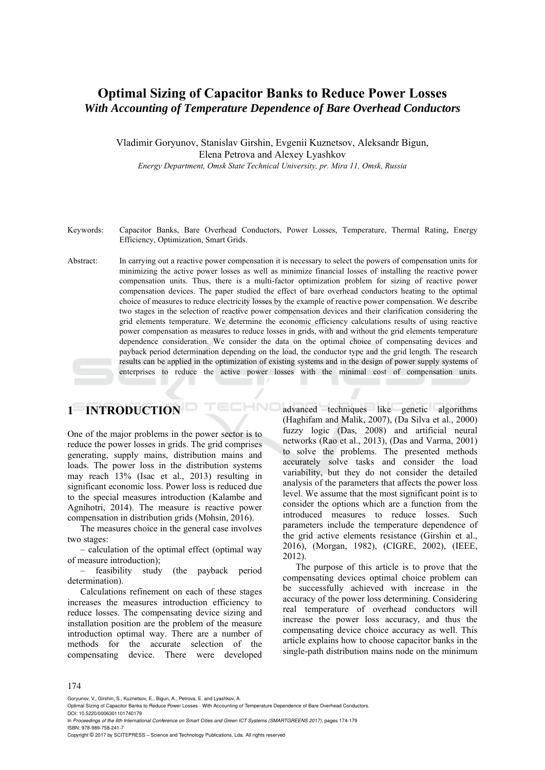# Optimal Sizing of Capacitor Banks to Reduce Power Losses

## *With Accounting of Temperature Dependence of Bare Overhead Conductors*

Vladimir Goryunov, Stanislav Girshin, Evgenii Kuznetsov, Aleksandr Bigun, Elena Petrova and Alexey Lyashkov

*Energy Department, Omsk State Technical University, pr. Mira 11, Omsk, Russia*

Keywords: Capacitor Banks, Bare Overhead Conductors, Power Losses, Temperature, Thermal Rating, Energy Efficiency, Optimization, Smart Grids.

Abstract: In carrying out a reactive power compensation it is necessary to select the powers of compensation units for minimizing the active power losses as well as minimize financial losses of installing the reactive power compensation units. Thus, there is a multi-factor optimization problem for sizing of reactive power compensation devices. The paper studied the effect of bare overhead conductors heating to the optimal choice of measures to reduce electricity losses by the example of reactive power compensation. We describe two stages in the selection of reactive power compensation devices and their clarification considering the grid elements temperature. We determine the economic efficiency calculations results of using reactive power compensation as measures to reduce losses in grids, with and without the grid elements temperature dependence consideration. We consider the data on the optimal choice of compensating devices and payback period determination depending on the load, the conductor type and the grid length. The research results can be applied in the optimization of existing systems and in the design of power supply systems of enterprises to reduce the active power losses with the minimal cost of compensation units.

## 1 INTRODUCTION

One of the major problems in the power sector is to reduce the power losses in grids. The grid comprises generating, supply mains, distribution mains and loads. The power loss in the distribution systems may reach 13% (Isac et al., 2013) resulting in significant economic loss. Power loss is reduced due to the special measures introduction (Kalambe and Agnihotri, 2014). The measure is reactive power compensation in distribution grids (Mohsin, 2016).

The measures choice in the general case involves two stages:

– calculation of the optimal effect (optimal way of measure introduction);

– feasibility study (the payback period determination).

Calculations refinement on each of these stages increases the measures introduction efficiency to reduce losses. The compensating device sizing and installation position are the problem of the measure introduction optimal way. There are a number of methods for the accurate selection of the compensating device. There were developed advanced techniques like genetic algorithms (Haghifam and Malik, 2007), (Da Silva et al., 2000) fuzzy logic (Das, 2008) and artificial neural networks (Rao et al., 2013), (Das and Varma, 2001) to solve the problems. The presented methods accurately solve tasks and consider the load variability, but they do not consider the detailed analysis of the parameters that affects the power loss level. We assume that the most significant point is to consider the options which are a function from the introduced measures to reduce losses. Such parameters include the temperature dependence of the grid active elements resistance (Girshin et al., 2016), (Morgan, 1982), (CIGRE, 2002), (IEEE, 2012).

The purpose of this article is to prove that the compensating devices optimal choice problem can be successfully achieved with increase in the accuracy of the power loss determining. Considering real temperature of overhead conductors will increase the power loss accuracy, and thus the compensating device choice accuracy as well. This article explains how to choose capacitor banks in the single-path distribution mains node on the minimum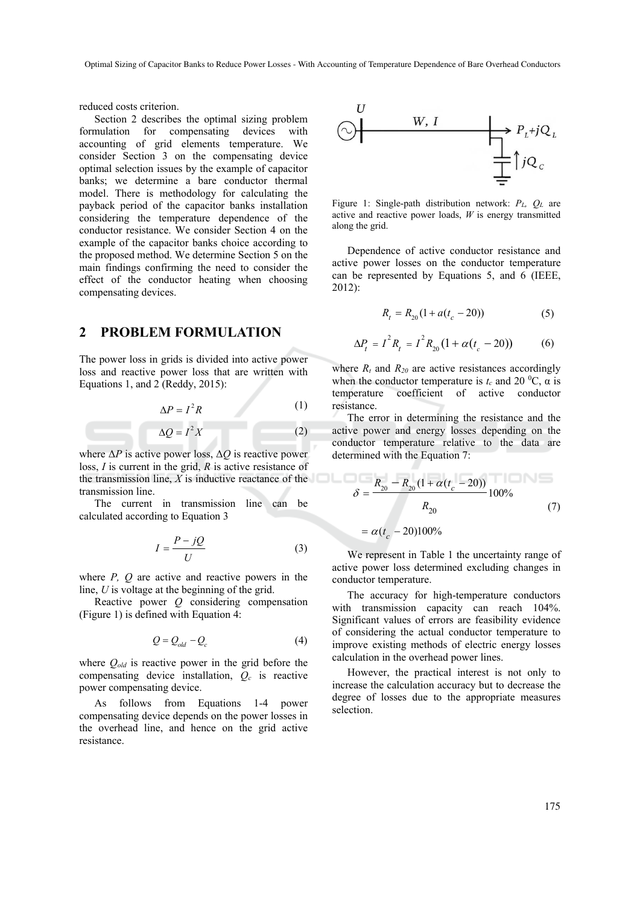reduced costs criterion.

Section 2 describes the optimal sizing problem formulation for compensating devices with accounting of grid elements temperature. We consider Section 3 on the compensating device optimal selection issues by the example of capacitor banks; we determine a bare conductor thermal model. There is methodology for calculating the payback period of the capacitor banks installation considering the temperature dependence of the conductor resistance. We consider Section 4 on the example of the capacitor banks choice according to the proposed method. We determine Section 5 on the main findings confirming the need to consider the effect of the conductor heating when choosing compensating devices.

## 2 PROBLEM FORMULATION

The power loss in grids is divided into active power loss and reactive power loss that are written with Equations 1, and 2 (Reddy, 2015):

$$\Delta P = I^2 R \tag{1}$$

$$\Delta Q = I^2 X \tag{2}$$

where $\Delta P$ is active power loss, $\Delta Q$ is reactive power loss, $I$ is current in the grid, $R$ is active resistance of the transmission line, $X$ is inductive reactance of the transmission line.

The current in transmission line can be calculated according to Equation 3

$$I = \frac{P - jQ}{U} \tag{3}$$

where $P$, $Q$ are active and reactive powers in the line, $U$ is voltage at the beginning of the grid.

Reactive power $Q$ considering compensation (Figure 1) is defined with Equation 4:

$$Q = Q_{old} - Q_c \tag{4}$$

where $Q_{old}$ is reactive power in the grid before the compensating device installation, $Q_c$ is reactive power compensating device.

As follows from Equations 1-4 power compensating device depends on the power losses in the overhead line, and hence on the grid active resistance.

Figure 1: Single-path distribution network: $P_L$, $Q_L$ are active and reactive power loads, $W$ is energy transmitted along the grid.

Dependence of active conductor resistance and active power losses on the conductor temperature can be represented by Equations 5, and 6 (IEEE, 2012):

$$R_t = R_{20}(1 + a(t_c - 20)) \tag{5}$$

$$\Delta P_t = I^2 R_t = I^2 R_{20}(1 + \alpha(t_c - 20)) \tag{6}$$

where $R_t$ and $R_{20}$ are active resistances accordingly when the conductor temperature is $t_c$ and 20 $^0$C, $\alpha$ is temperature coefficient of active conductor resistance.

The error in determining the resistance and the active power and energy losses depending on the conductor temperature relative to the data are determined with the Equation 7:

$$\delta = \frac{R_{20} - R_{20}(1 + \alpha(t_c - 20))}{R_{20}} 100\% = \alpha(t_c - 20)100\% \tag{7}$$

We represent in Table 1 the uncertainty range of active power loss determined excluding changes in conductor temperature.

The accuracy for high-temperature conductors with transmission capacity can reach 104%. Significant values of errors are feasibility evidence of considering the actual conductor temperature to improve existing methods of electric energy losses calculation in the overhead power lines.

However, the practical interest is not only to increase the calculation accuracy but to decrease the degree of losses due to the appropriate measures selection.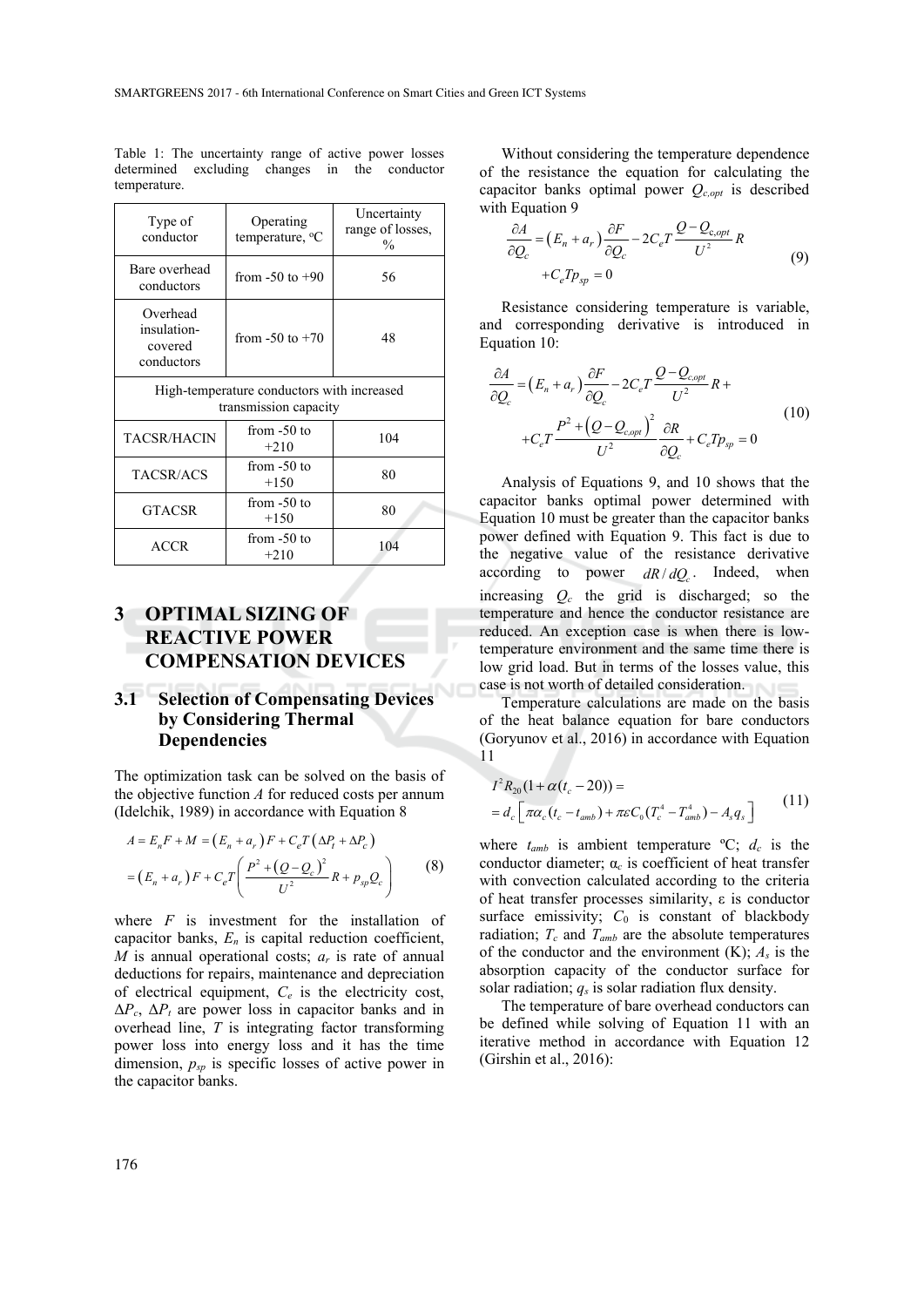Table 1: The uncertainty range of active power losses determined excluding changes in the conductor temperature.

| Type of conductor | Operating temperature, °C | Uncertainty range of losses, % |
|---|---|---|
| Bare overhead conductors | from -50 to +90 | 56 |
| Overhead insulation-covered conductors | from -50 to +70 | 48 |
| High-temperature conductors with increased transmission capacity | | |
| TACSR/HACIN | from -50 to +210 | 104 |
| TACSR/ACS | from -50 to +150 | 80 |
| GTACSR | from -50 to +150 | 80 |
| ACCR | from -50 to +210 | 104 |

# 3 OPTIMAL SIZING OF REACTIVE POWER COMPENSATION DEVICES

## 3.1 Selection of Compensating Devices by Considering Thermal Dependencies

The optimization task can be solved on the basis of the objective function $A$ for reduced costs per annum (Idelchik, 1989) in accordance with Equation 8

$$
\begin{aligned}
A &= E_n F + M = \left(E_n + a_r\right) F + C_e T\left(\Delta P_l + \Delta P_c\right) \\
&= \left(E_n + a_r\right) F + C_e T\left(\frac{P^2 + \left(Q - Q_c\right)^2}{U^2} R + p_{sp} Q_c\right)
\end{aligned}
\tag{8}
$$

where $F$ is investment for the installation of capacitor banks, $E_n$ is capital reduction coefficient, $M$ is annual operational costs; $a_r$ is rate of annual deductions for repairs, maintenance and depreciation of electrical equipment, $C_e$ is the electricity cost, $\Delta P_c$, $\Delta P_l$ are power loss in capacitor banks and in overhead line, $T$ is integrating factor transforming power loss into energy loss and it has the time dimension, $p_{sp}$ is specific losses of active power in the capacitor banks.

Without considering the temperature dependence of the resistance the equation for calculating the capacitor banks optimal power $Q_{c,opt}$ is described with Equation 9

$$
\begin{aligned}
\frac{\partial A}{\partial Q_c} &= \left(E_n + a_r\right)\frac{\partial F}{\partial Q_c} - 2C_e T\frac{Q - Q_{c,opt}}{U^2} R \\
&+ C_e T p_{sp} = 0
\end{aligned}
\tag{9}
$$

Resistance considering temperature is variable, and corresponding derivative is introduced in Equation 10:

$$
\begin{aligned}
\frac{\partial A}{\partial Q_c} &= \left(E_n + a_r\right)\frac{\partial F}{\partial Q_c} - 2C_e T\frac{Q - Q_{c,opt}}{U^2} R + \\
&+ C_e T\frac{P^2 + \left(Q - Q_{c,opt}\right)^2}{U^2}\frac{\partial R}{\partial Q_c} + C_e T p_{sp} = 0
\end{aligned}
\tag{10}
$$

Analysis of Equations 9, and 10 shows that the capacitor banks optimal power determined with Equation 10 must be greater than the capacitor banks power defined with Equation 9. This fact is due to the negative value of the resistance derivative according to power $dR/dQ_c$. Indeed, when increasing $Q_c$ the grid is discharged; so the temperature and hence the conductor resistance are reduced. An exception case is when there is low-temperature environment and the same time there is low grid load. But in terms of the losses value, this case is not worth of detailed consideration.

Temperature calculations are made on the basis of the heat balance equation for bare conductors (Goryunov et al., 2016) in accordance with Equation 11

$$
\begin{aligned}
&I^2 R_{20}(1 + \alpha(t_c - 20)) = \\
&= d_c\left[\pi\alpha_c(t_c - t_{amb}) + \pi\varepsilon C_0(T_c^4 - T_{amb}^4) - A_s q_s\right]
\end{aligned}
\tag{11}
$$

where $t_{amb}$ is ambient temperature ºC; $d_c$ is the conductor diameter; $\alpha_c$ is coefficient of heat transfer with convection calculated according to the criteria of heat transfer processes similarity, $\varepsilon$ is conductor surface emissivity; $C_0$ is constant of blackbody radiation; $T_c$ and $T_{amb}$ are the absolute temperatures of the conductor and the environment (K); $A_s$ is the absorption capacity of the conductor surface for solar radiation; $q_s$ is solar radiation flux density.

The temperature of bare overhead conductors can be defined while solving of Equation 11 with an iterative method in accordance with Equation 12 (Girshin et al., 2016):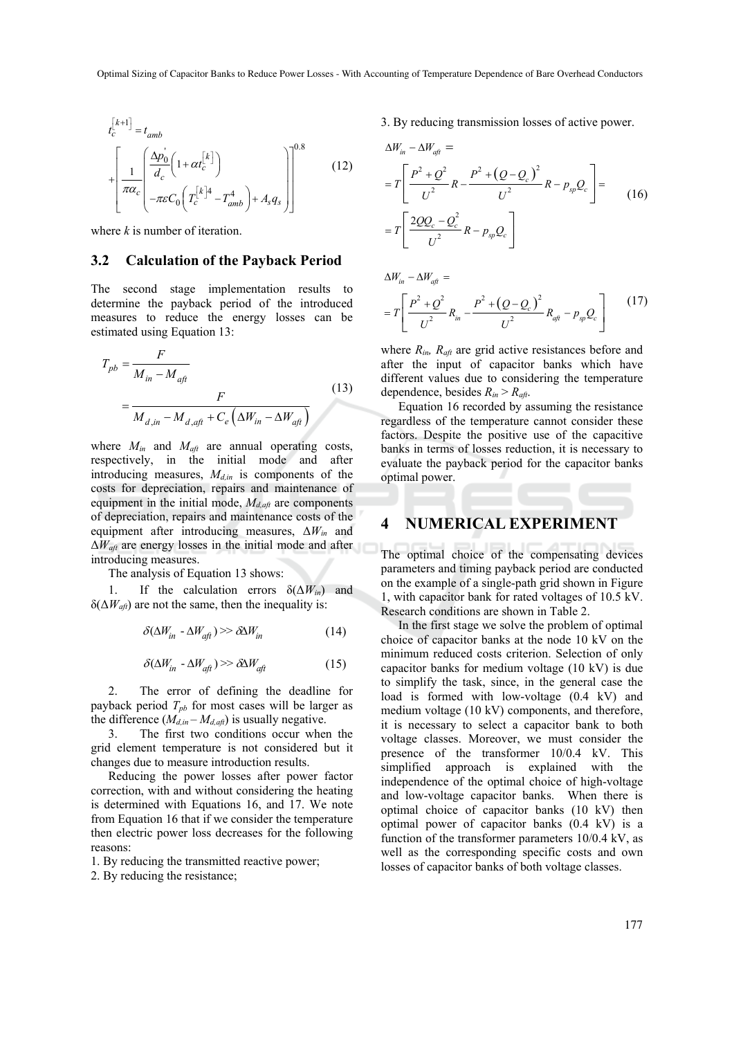$$t_c^{[k+1]} = t_{amb} + \left[ \frac{1}{\pi \alpha_c} \left( \frac{\Delta p_0^{'}}{d_c} \left( 1 + \alpha t_c^{[k]} \right) - \pi \varepsilon C_0 \left( T_c^{[k]4} - T_{amb}^4 \right) + A_s q_s \right) \right]^{0.8} \quad (12)$$

where $k$ is number of iteration.

### 3.2 Calculation of the Payback Period

The second stage implementation results to determine the payback period of the introduced measures to reduce the energy losses can be estimated using Equation 13:

$$T_{pb} = \frac{F}{M_{in} - M_{aft}} = \frac{F}{M_{d,in} - M_{d,aft} + C_e \left( \Delta W_{in} - \Delta W_{aft} \right)} \quad (13)$$

where $M_{in}$ and $M_{aft}$ are annual operating costs, respectively, in the initial mode and after introducing measures, $M_{d,in}$ is components of the costs for depreciation, repairs and maintenance of equipment in the initial mode, $M_{d,aft}$ are components of depreciation, repairs and maintenance costs of the equipment after introducing measures, $\Delta W_{in}$ and $\Delta W_{aft}$ are energy losses in the initial mode and after introducing measures.

The analysis of Equation 13 shows:

1. If the calculation errors $\delta(\Delta W_{in})$ and $\delta(\Delta W_{aft})$ are not the same, then the inequality is:

$$\delta(\Delta W_{in} - \Delta W_{aft}) >> \delta \Delta W_{in} \quad (14)$$

$$\delta(\Delta W_{in} - \Delta W_{aft}) >> \delta \Delta W_{aft} \quad (15)$$

2. The error of defining the deadline for payback period $T_{pb}$ for most cases will be larger as the difference $(M_{d,in} - M_{d,aft})$ is usually negative.

3. The first two conditions occur when the grid element temperature is not considered but it changes due to measure introduction results.

Reducing the power losses after power factor correction, with and without considering the heating is determined with Equations 16, and 17. We note from Equation 16 that if we consider the temperature then electric power loss decreases for the following reasons:

1. By reducing the transmitted reactive power;
2. By reducing the resistance;
3. By reducing transmission losses of active power.

$$\Delta W_{in} - \Delta W_{aft} = T \left[ \frac{P^2 + Q^2}{U^2} R - \frac{P^2 + \left( Q - Q_c \right)^2}{U^2} R - p_{sp} Q_c \right] = T \left[ \frac{2QQ_c - Q_c^2}{U^2} R - p_{sp} Q_c \right] \quad (16)$$

$$\Delta W_{in} - \Delta W_{aft} = T \left[ \frac{P^2 + Q^2}{U^2} R_{in} - \frac{P^2 + \left( Q - Q_c \right)^2}{U^2} R_{aft} - p_{sp} Q_c \right] \quad (17)$$

where $R_{in}$, $R_{aft}$ are grid active resistances before and after the input of capacitor banks which have different values due to considering the temperature dependence, besides $R_{in} > R_{aft}$.

Equation 16 recorded by assuming the resistance regardless of the temperature cannot consider these factors. Despite the positive use of the capacitive banks in terms of losses reduction, it is necessary to evaluate the payback period for the capacitor banks optimal power.

## 4 NUMERICAL EXPERIMENT

The optimal choice of the compensating devices parameters and timing payback period are conducted on the example of a single-path grid shown in Figure 1, with capacitor bank for rated voltages of 10.5 kV. Research conditions are shown in Table 2.

In the first stage we solve the problem of optimal choice of capacitor banks at the node 10 kV on the minimum reduced costs criterion. Selection of only capacitor banks for medium voltage (10 kV) is due to simplify the task, since, in the general case the load is formed with low-voltage (0.4 kV) and medium voltage (10 kV) components, and therefore, it is necessary to select a capacitor bank to both voltage classes. Moreover, we must consider the presence of the transformer 10/0.4 kV. This simplified approach is explained with the independence of the optimal choice of high-voltage and low-voltage capacitor banks. When there is optimal choice of capacitor banks (10 kV) then optimal power of capacitor banks (0.4 kV) is a function of the transformer parameters 10/0.4 kV, as well as the corresponding specific costs and own losses of capacitor banks of both voltage classes.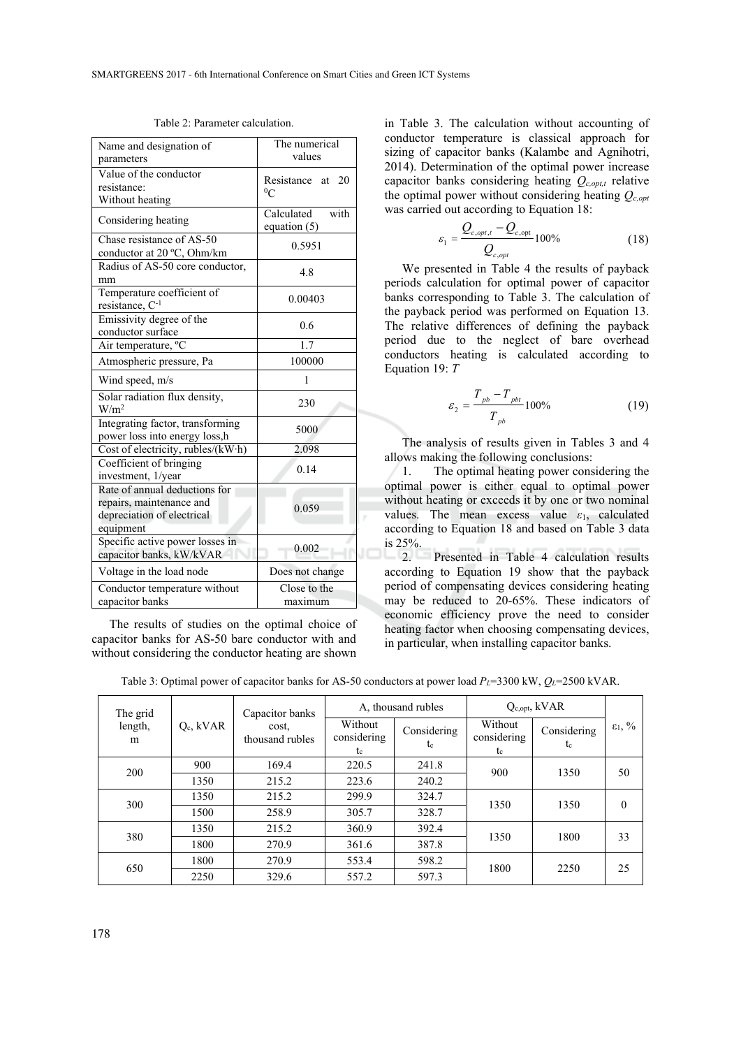Table 2: Parameter calculation.

| Name and designation of parameters | The numerical values |
|---|---|
| Value of the conductor resistance: Without heating | Resistance at 20 $^0$C |
| Considering heating | Calculated with equation (5) |
| Chase resistance of AS-50 conductor at 20 ºC, Ohm/km | 0.5951 |
| Radius of AS-50 core conductor, mm | 4.8 |
| Temperature coefficient of resistance, C$^{-1}$ | 0.00403 |
| Emissivity degree of the conductor surface | 0.6 |
| Air temperature, ºC | 1.7 |
| Atmospheric pressure, Pa | 100000 |
| Wind speed, m/s | 1 |
| Solar radiation flux density, W/m$^2$ | 230 |
| Integrating factor, transforming power loss into energy loss,h | 5000 |
| Cost of electricity, rubles/(kW·h) | 2.098 |
| Coefficient of bringing investment, 1/year | 0.14 |
| Rate of annual deductions for repairs, maintenance and depreciation of electrical equipment | 0.059 |
| Specific active power losses in capacitor banks, kW/kVAR | 0.002 |
| Voltage in the load node | Does not change |
| Conductor temperature without capacitor banks | Close to the maximum |

The results of studies on the optimal choice of capacitor banks for AS-50 bare conductor with and without considering the conductor heating are shown in Table 3. The calculation without accounting of conductor temperature is classical approach for sizing of capacitor banks (Kalambe and Agnihotri, 2014). Determination of the optimal power increase capacitor banks considering heating $Q_{c,opt,t}$ relative the optimal power without considering heating $Q_{c,opt}$ was carried out according to Equation 18:

$$\varepsilon_1 = \frac{Q_{c,opt,t} - Q_{c,\text{opt}}}{Q_{c,opt}} 100\% \tag{18}$$

We presented in Table 4 the results of payback periods calculation for optimal power of capacitor banks corresponding to Table 3. The calculation of the payback period was performed on Equation 13. The relative differences of defining the payback period due to the neglect of bare overhead conductors heating is calculated according to Equation 19: *T*

$$\varepsilon_2 = \frac{T_{pb} - T_{pbt}}{T_{pb}} 100\% \tag{19}$$

The analysis of results given in Tables 3 and 4 allows making the following conclusions:

1. The optimal heating power considering the optimal power is either equal to optimal power without heating or exceeds it by one or two nominal values. The mean excess value $\varepsilon_1$, calculated according to Equation 18 and based on Table 3 data is 25%.
2. Presented in Table 4 calculation results according to Equation 19 show that the payback period of compensating devices considering heating may be reduced to 20-65%. These indicators of economic efficiency prove the need to consider heating factor when choosing compensating devices, in particular, when installing capacitor banks.

Table 3: Optimal power of capacitor banks for AS-50 conductors at power load $P_L$=3300 kW, $Q_L$=2500 kVAR.

| The grid length, m | $Q_c$, kVAR | Capacitor banks cost, thousand rubles | A, thousand rubles | | $Q_{c,opt}$, kVAR | | $\varepsilon_1$, % |
|---|---|---|---|---|---|---|---|
| | | | Without considering $t_c$ | Considering $t_c$ | Without considering $t_c$ | Considering $t_c$ | |
| 200 | 900 | 169.4 | 220.5 | 241.8 | 900 | 1350 | 50 |
| | 1350 | 215.2 | 223.6 | 240.2 | | | |
| 300 | 1350 | 215.2 | 299.9 | 324.7 | 1350 | 1350 | 0 |
| | 1500 | 258.9 | 305.7 | 328.7 | | | |
| 380 | 1350 | 215.2 | 360.9 | 392.4 | 1350 | 1800 | 33 |
| | 1800 | 270.9 | 361.6 | 387.8 | | | |
| 650 | 1800 | 270.9 | 553.4 | 598.2 | 1800 | 2250 | 25 |
| | 2250 | 329.6 | 557.2 | 597.3 | | | |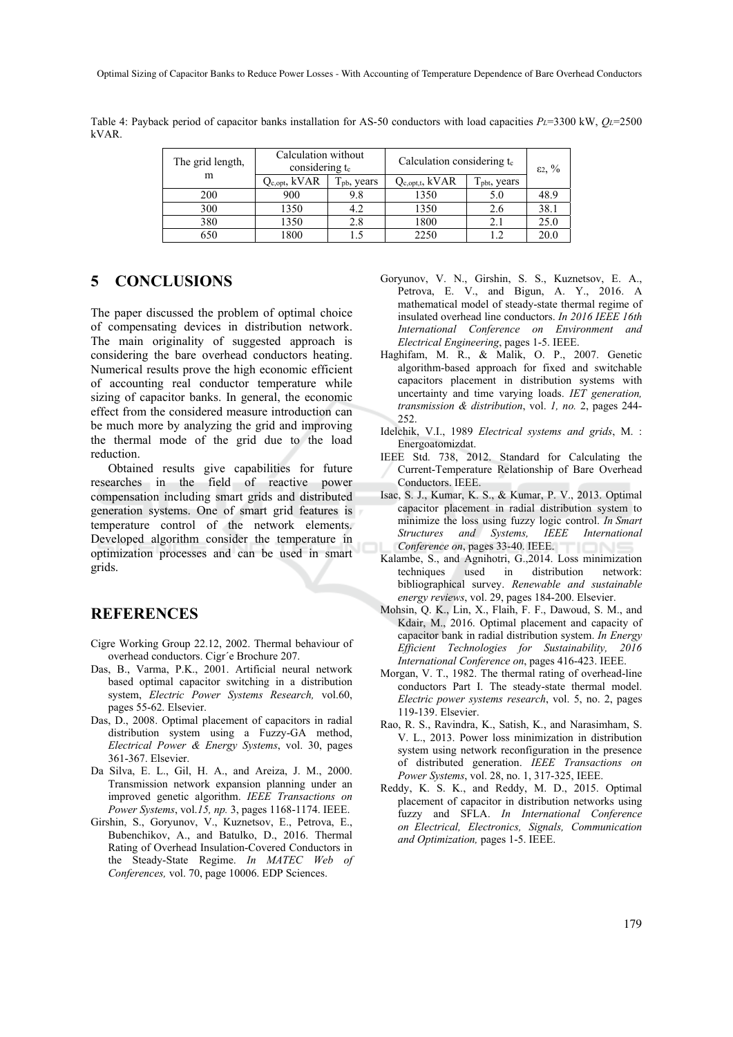Table 4: Payback period of capacitor banks installation for AS-50 conductors with load capacities $P_L$=3300 kW, $Q_L$=2500 kVAR.

| The grid length, m | Calculation without considering $t_c$ | | Calculation considering $t_c$ | | $\varepsilon_2$, % |
|---|---|---|---|---|---|
| | $Q_{c,opt}$, kVAR | $T_{pb}$, years | $Q_{c,opt,t}$, kVAR | $T_{pbt}$, years | |
| 200 | 900 | 9.8 | 1350 | 5.0 | 48.9 |
| 300 | 1350 | 4.2 | 1350 | 2.6 | 38.1 |
| 380 | 1350 | 2.8 | 1800 | 2.1 | 25.0 |
| 650 | 1800 | 1.5 | 2250 | 1.2 | 20.0 |

## 5 CONCLUSIONS

The paper discussed the problem of optimal choice of compensating devices in distribution network. The main originality of suggested approach is considering the bare overhead conductors heating. Numerical results prove the high economic efficient of accounting real conductor temperature while sizing of capacitor banks. In general, the economic effect from the considered measure introduction can be much more by analyzing the grid and improving the thermal mode of the grid due to the load reduction.

Obtained results give capabilities for future researches in the field of reactive power compensation including smart grids and distributed generation systems. One of smart grid features is temperature control of the network elements. Developed algorithm consider the temperature in optimization processes and can be used in smart grids.

## REFERENCES

Cigre Working Group 22.12, 2002. Thermal behaviour of overhead conductors. Cigr´e Brochure 207.

Das, B., Varma, P.K., 2001. Artificial neural network based optimal capacitor switching in a distribution system, *Electric Power Systems Research,* vol.60, pages 55-62. Elsevier.

Das, D., 2008. Optimal placement of capacitors in radial distribution system using a Fuzzy-GA method, *Electrical Power & Energy Systems*, vol. 30, pages 361-367. Elsevier.

Da Silva, E. L., Gil, H. A., and Areiza, J. M., 2000. Transmission network expansion planning under an improved genetic algorithm. *IEEE Transactions on Power Systems*, vol.*15, np.* 3, pages 1168-1174. IEEE.

Girshin, S., Goryunov, V., Kuznetsov, E., Petrova, E., Bubenchikov, A., and Batulko, D., 2016. Thermal Rating of Overhead Insulation-Covered Conductors in the Steady-State Regime. *In MATEC Web of Conferences,* vol. 70, page 10006. EDP Sciences.

Goryunov, V. N., Girshin, S. S., Kuznetsov, E. A., Petrova, E. V., and Bigun, A. Y., 2016. A mathematical model of steady-state thermal regime of insulated overhead line conductors. *In 2016 IEEE 16th International Conference on Environment and Electrical Engineering*, pages 1-5. IEEE.

Haghifam, M. R., & Malik, O. P., 2007. Genetic algorithm-based approach for fixed and switchable capacitors placement in distribution systems with uncertainty and time varying loads. *IET generation, transmission & distribution*, vol. *1, no.* 2, pages 244-252.

Idelchik, V.I., 1989 *Electrical systems and grids*, M. : Energoatomizdat.

IEEE Std. 738, 2012. Standard for Calculating the Current-Temperature Relationship of Bare Overhead Conductors. IEEE.

Isac, S. J., Kumar, K. S., & Kumar, P. V., 2013. Optimal capacitor placement in radial distribution system to minimize the loss using fuzzy logic control. *In Smart Structures and Systems, IEEE International Conference on*, pages 33-40. IEEE.

Kalambe, S., and Agnihotri, G.,2014. Loss minimization techniques used in distribution network: bibliographical survey. *Renewable and sustainable energy reviews*, vol. 29, pages 184-200. Elsevier.

Mohsin, Q. K., Lin, X., Flaih, F. F., Dawoud, S. M., and Kdair, M., 2016. Optimal placement and capacity of capacitor bank in radial distribution system. *In Energy Efficient Technologies for Sustainability, 2016 International Conference on*, pages 416-423. IEEE.

Morgan, V. T., 1982. The thermal rating of overhead-line conductors Part I. The steady-state thermal model. *Electric power systems research*, vol. 5, no. 2, pages 119-139. Elsevier.

Rao, R. S., Ravindra, K., Satish, K., and Narasimham, S. V. L., 2013. Power loss minimization in distribution system using network reconfiguration in the presence of distributed generation. *IEEE Transactions on Power Systems*, vol. 28, no. 1, 317-325, IEEE.

Reddy, K. S. K., and Reddy, M. D., 2015. Optimal placement of capacitor in distribution networks using fuzzy and SFLA. *In International Conference on Electrical, Electronics, Signals, Communication and Optimization,* pages 1-5. IEEE.